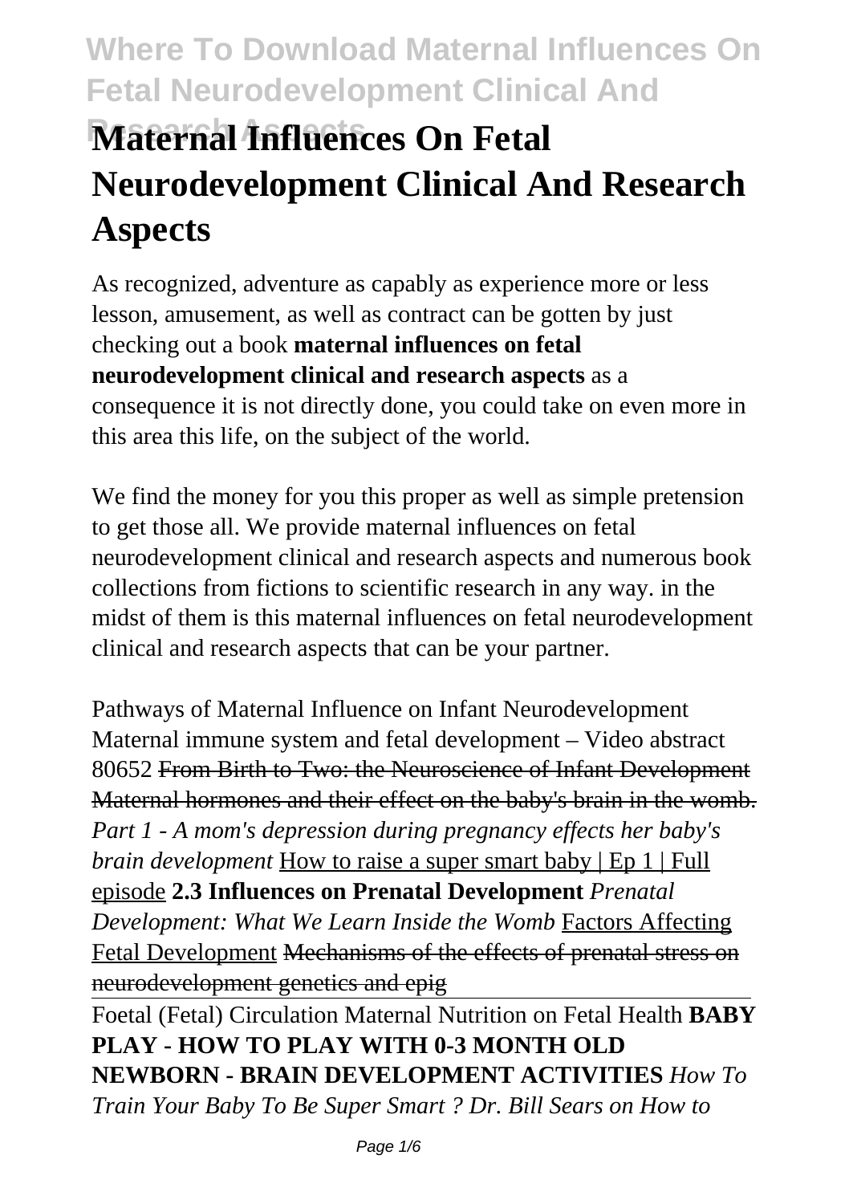# Maternal Influences On Fetal Neurodevelopment Clinical And Research Aspects

As recognized, adventure as capably as experience more or less lesson, amusement, as well as contract can be gotten by just checking out a book **maternal influences on fetal neurodevelopment clinical and research aspects** as a consequence it is not directly done, you could take on even more in this area this life, on the subject of the world.

We find the money for you this proper as well as simple pretension to get those all. We provide maternal influences on fetal neurodevelopment clinical and research aspects and numerous book collections from fictions to scientific research in any way. in the midst of them is this maternal influences on fetal neurodevelopment clinical and research aspects that can be your partner.

Pathways of Maternal Influence on Infant Neurodevelopment Maternal immune system and fetal development – Video abstract 80652 ~~From Birth to Two: the Neuroscience of Infant Development~~ ~~Maternal hormones and their effect on the baby's brain in the womb.~~ *Part 1 - A mom's depression during pregnancy effects her baby's brain development* How to raise a super smart baby | Ep 1 | Full episode **2.3 Influences on Prenatal Development** *Prenatal Development: What We Learn Inside the Womb* Factors Affecting Fetal Development ~~Mechanisms of the effects of prenatal stress on neurodevelopment genetics and epig~~

Foetal (Fetal) Circulation Maternal Nutrition on Fetal Health **BABY PLAY - HOW TO PLAY WITH 0-3 MONTH OLD NEWBORN - BRAIN DEVELOPMENT ACTIVITIES** *How To Train Your Baby To Be Super Smart ? Dr. Bill Sears on How to*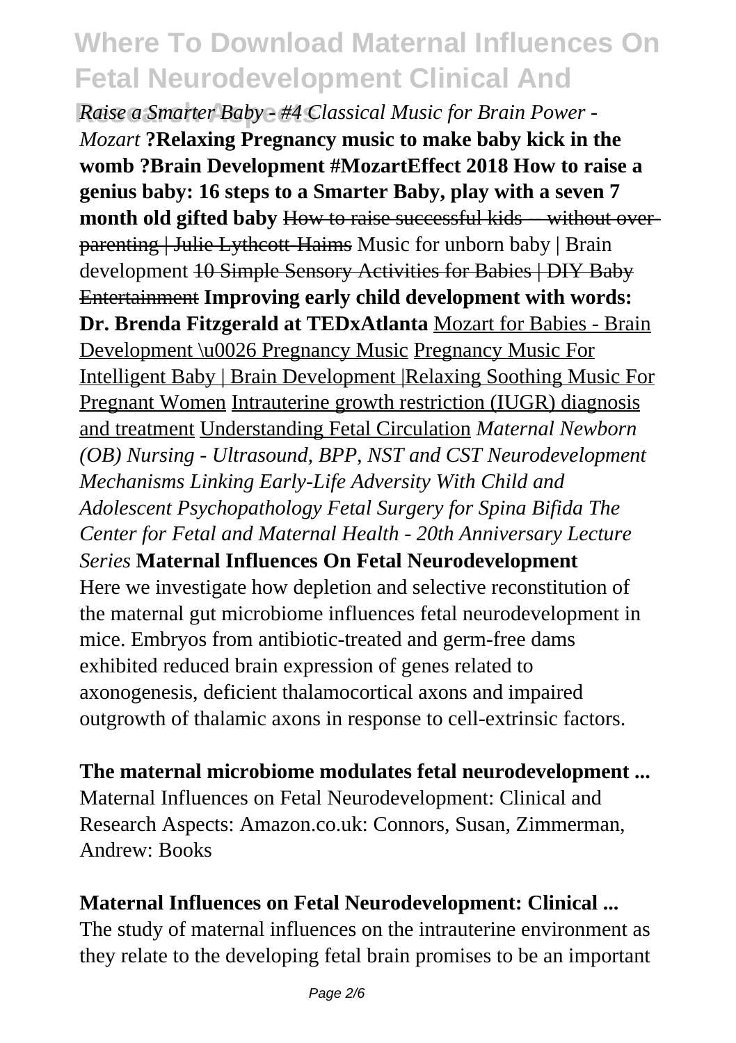*Raise a Smarter Baby - #4 Classical Music for Brain Power - Mozart* **?Relaxing Pregnancy music to make baby kick in the womb ?Brain Development #MozartEffect 2018 How to raise a genius baby: 16 steps to a Smarter Baby, play with a seven 7 month old gifted baby** ~~How to raise successful kids -- without over-parenting | Julie Lythcott-Haims~~ Music for unborn baby | Brain development ~~10 Simple Sensory Activities for Babies | DIY Baby Entertainment~~ **Improving early child development with words: Dr. Brenda Fitzgerald at TEDxAtlanta** Mozart for Babies - Brain Development \u0026 Pregnancy Music Pregnancy Music For Intelligent Baby | Brain Development |Relaxing Soothing Music For Pregnant Women Intrauterine growth restriction (IUGR) diagnosis and treatment Understanding Fetal Circulation *Maternal Newborn (OB) Nursing - Ultrasound, BPP, NST and CST Neurodevelopment Mechanisms Linking Early-Life Adversity With Child and Adolescent Psychopathology Fetal Surgery for Spina Bifida The Center for Fetal and Maternal Health - 20th Anniversary Lecture Series* **Maternal Influences On Fetal Neurodevelopment**
Here we investigate how depletion and selective reconstitution of the maternal gut microbiome influences fetal neurodevelopment in mice. Embryos from antibiotic-treated and germ-free dams exhibited reduced brain expression of genes related to axonogenesis, deficient thalamocortical axons and impaired outgrowth of thalamic axons in response to cell-extrinsic factors.

**The maternal microbiome modulates fetal neurodevelopment ...**
Maternal Influences on Fetal Neurodevelopment: Clinical and Research Aspects: Amazon.co.uk: Connors, Susan, Zimmerman, Andrew: Books

**Maternal Influences on Fetal Neurodevelopment: Clinical ...**
The study of maternal influences on the intrauterine environment as they relate to the developing fetal brain promises to be an important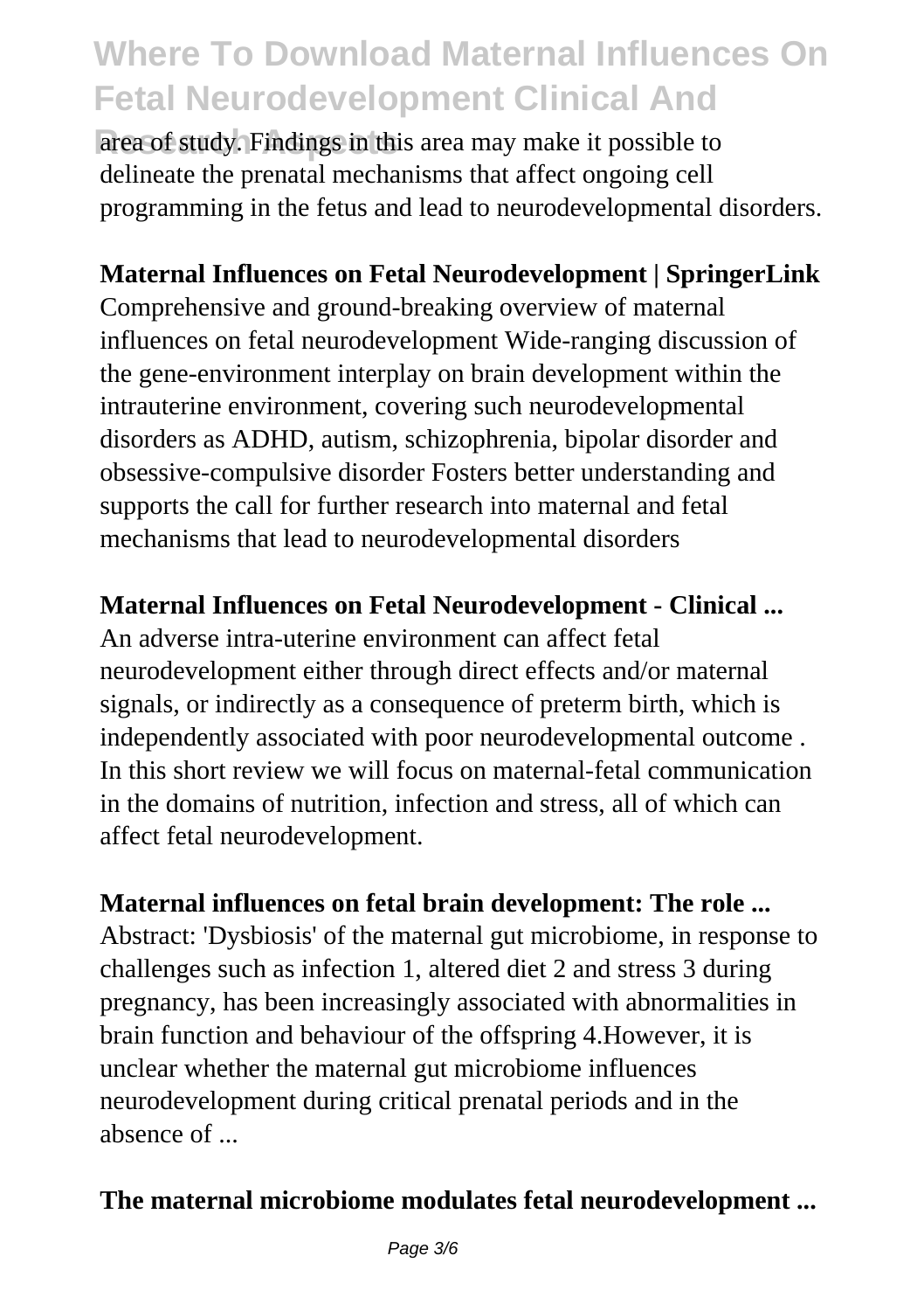area of study. Findings in this area may make it possible to delineate the prenatal mechanisms that affect ongoing cell programming in the fetus and lead to neurodevelopmental disorders.

**Maternal Influences on Fetal Neurodevelopment | SpringerLink**

Comprehensive and ground-breaking overview of maternal influences on fetal neurodevelopment Wide-ranging discussion of the gene-environment interplay on brain development within the intrauterine environment, covering such neurodevelopmental disorders as ADHD, autism, schizophrenia, bipolar disorder and obsessive-compulsive disorder Fosters better understanding and supports the call for further research into maternal and fetal mechanisms that lead to neurodevelopmental disorders

**Maternal Influences on Fetal Neurodevelopment - Clinical ...**

An adverse intra-uterine environment can affect fetal neurodevelopment either through direct effects and/or maternal signals, or indirectly as a consequence of preterm birth, which is independently associated with poor neurodevelopmental outcome . In this short review we will focus on maternal-fetal communication in the domains of nutrition, infection and stress, all of which can affect fetal neurodevelopment.

**Maternal influences on fetal brain development: The role ...**

Abstract: 'Dysbiosis' of the maternal gut microbiome, in response to challenges such as infection 1, altered diet 2 and stress 3 during pregnancy, has been increasingly associated with abnormalities in brain function and behaviour of the offspring 4.However, it is unclear whether the maternal gut microbiome influences neurodevelopment during critical prenatal periods and in the absence of ...

**The maternal microbiome modulates fetal neurodevelopment ...**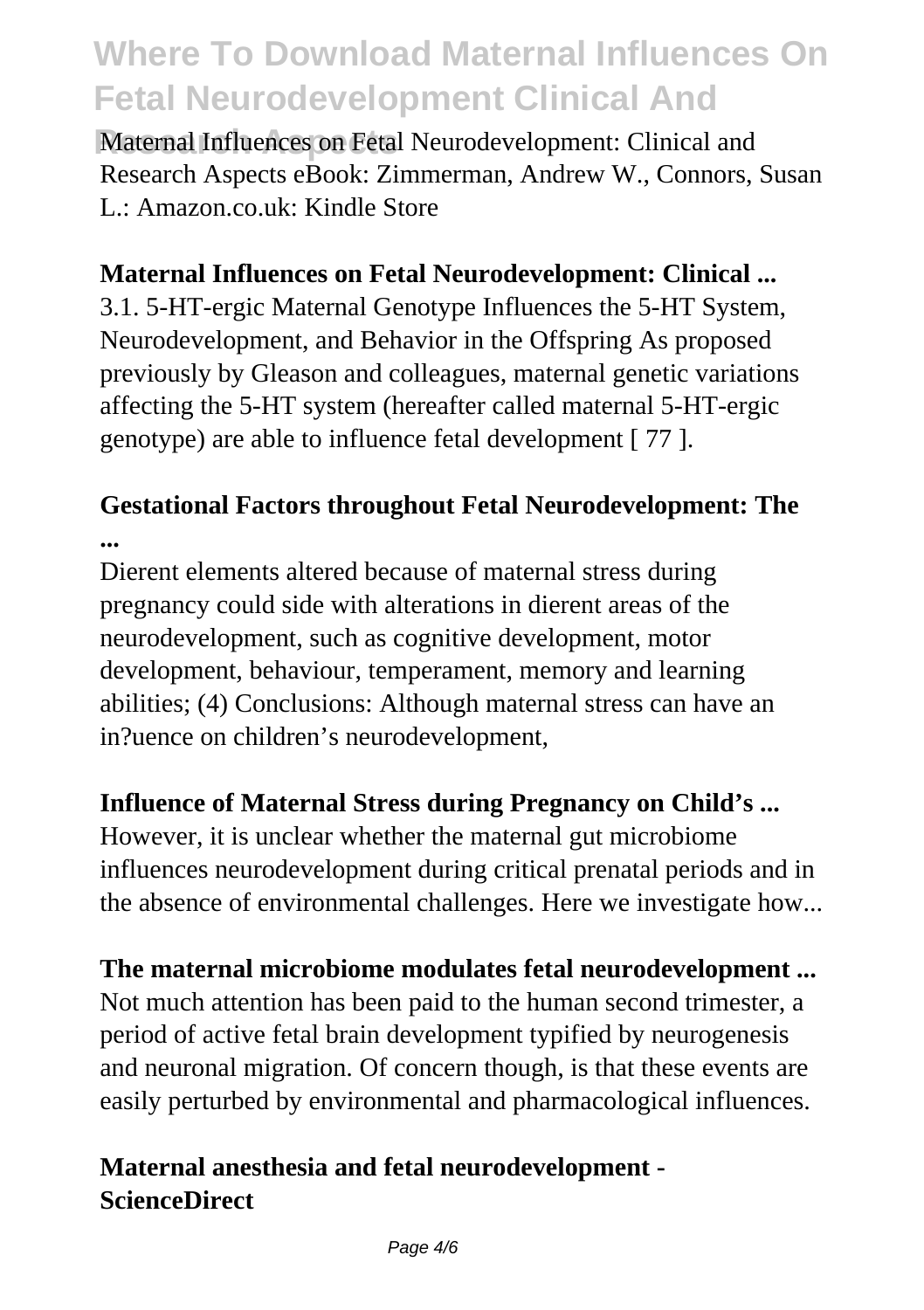Maternal Influences on Fetal Neurodevelopment: Clinical and Research Aspects eBook: Zimmerman, Andrew W., Connors, Susan L.: Amazon.co.uk: Kindle Store

**Maternal Influences on Fetal Neurodevelopment: Clinical ...**

3.1. 5-HT-ergic Maternal Genotype Influences the 5-HT System, Neurodevelopment, and Behavior in the Offspring As proposed previously by Gleason and colleagues, maternal genetic variations affecting the 5-HT system (hereafter called maternal 5-HT-ergic genotype) are able to influence fetal development [ 77 ].

**Gestational Factors throughout Fetal Neurodevelopment: The ...**

Dierent elements altered because of maternal stress during pregnancy could side with alterations in dierent areas of the neurodevelopment, such as cognitive development, motor development, behaviour, temperament, memory and learning abilities; (4) Conclusions: Although maternal stress can have an in?uence on children's neurodevelopment,

**Influence of Maternal Stress during Pregnancy on Child's ...**

However, it is unclear whether the maternal gut microbiome influences neurodevelopment during critical prenatal periods and in the absence of environmental challenges. Here we investigate how...

**The maternal microbiome modulates fetal neurodevelopment ...**

Not much attention has been paid to the human second trimester, a period of active fetal brain development typified by neurogenesis and neuronal migration. Of concern though, is that these events are easily perturbed by environmental and pharmacological influences.

**Maternal anesthesia and fetal neurodevelopment - ScienceDirect**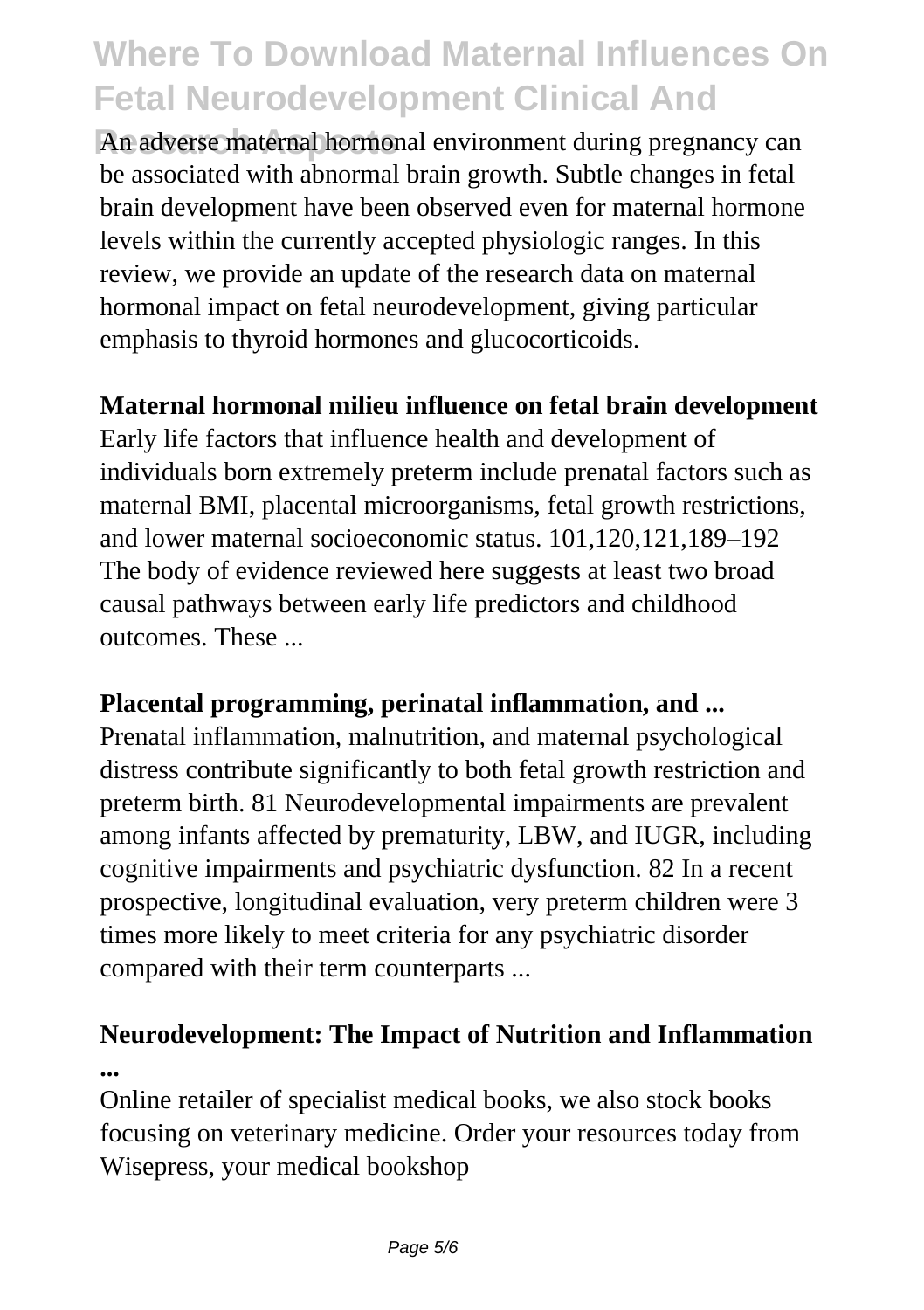An adverse maternal hormonal environment during pregnancy can be associated with abnormal brain growth. Subtle changes in fetal brain development have been observed even for maternal hormone levels within the currently accepted physiologic ranges. In this review, we provide an update of the research data on maternal hormonal impact on fetal neurodevelopment, giving particular emphasis to thyroid hormones and glucocorticoids.

**Maternal hormonal milieu influence on fetal brain development**

Early life factors that influence health and development of individuals born extremely preterm include prenatal factors such as maternal BMI, placental microorganisms, fetal growth restrictions, and lower maternal socioeconomic status. 101,120,121,189–192 The body of evidence reviewed here suggests at least two broad causal pathways between early life predictors and childhood outcomes. These ...

**Placental programming, perinatal inflammation, and ...**

Prenatal inflammation, malnutrition, and maternal psychological distress contribute significantly to both fetal growth restriction and preterm birth. 81 Neurodevelopmental impairments are prevalent among infants affected by prematurity, LBW, and IUGR, including cognitive impairments and psychiatric dysfunction. 82 In a recent prospective, longitudinal evaluation, very preterm children were 3 times more likely to meet criteria for any psychiatric disorder compared with their term counterparts ...

**Neurodevelopment: The Impact of Nutrition and Inflammation ...**

Online retailer of specialist medical books, we also stock books focusing on veterinary medicine. Order your resources today from Wisepress, your medical bookshop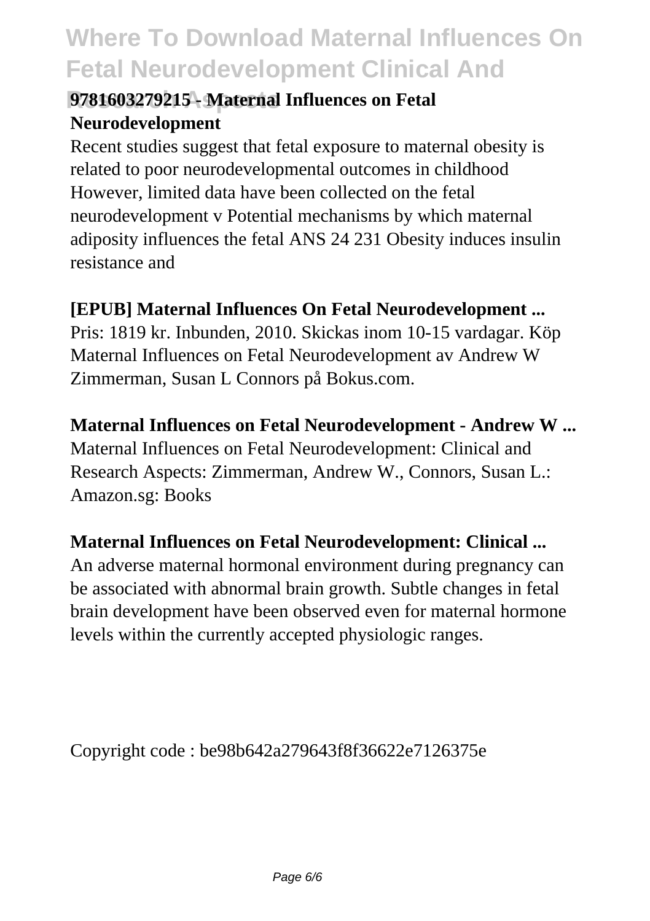**9781603279215 - Maternal Influences on Fetal Neurodevelopment**

Recent studies suggest that fetal exposure to maternal obesity is related to poor neurodevelopmental outcomes in childhood However, limited data have been collected on the fetal neurodevelopment v Potential mechanisms by which maternal adiposity influences the fetal ANS 24 231 Obesity induces insulin resistance and

**[EPUB] Maternal Influences On Fetal Neurodevelopment ...**

Pris: 1819 kr. Inbunden, 2010. Skickas inom 10-15 vardagar. Köp Maternal Influences on Fetal Neurodevelopment av Andrew W Zimmerman, Susan L Connors på Bokus.com.

**Maternal Influences on Fetal Neurodevelopment - Andrew W ...**

Maternal Influences on Fetal Neurodevelopment: Clinical and Research Aspects: Zimmerman, Andrew W., Connors, Susan L.: Amazon.sg: Books

**Maternal Influences on Fetal Neurodevelopment: Clinical ...**

An adverse maternal hormonal environment during pregnancy can be associated with abnormal brain growth. Subtle changes in fetal brain development have been observed even for maternal hormone levels within the currently accepted physiologic ranges.

Copyright code : be98b642a279643f8f36622e7126375e